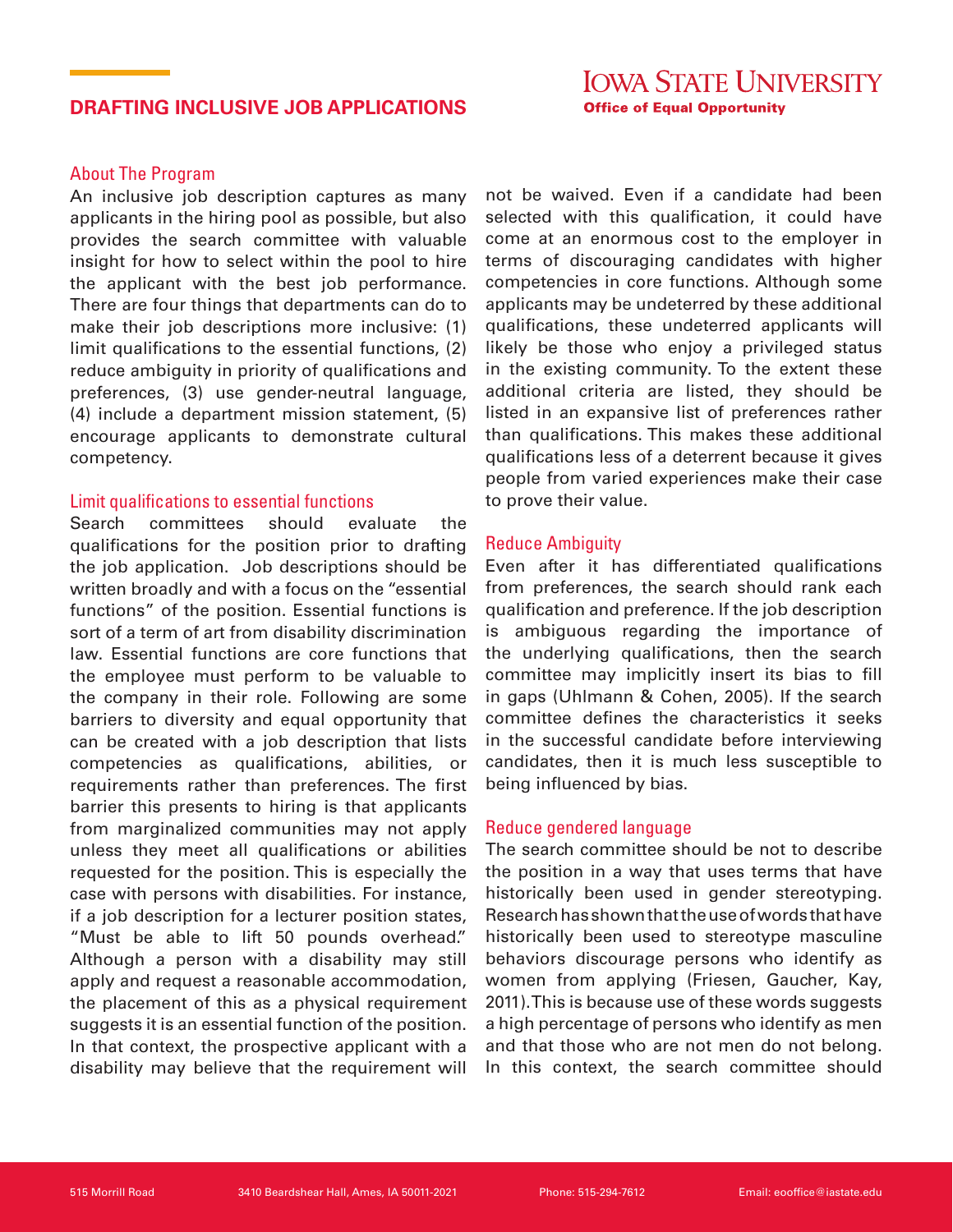# DRAFTING INCLUSIVE JOB APPLICATIONS

IOWA STATE UNIVERSITY
**Office of Equal Opportunity**

## About The Program

An inclusive job description captures as many applicants in the hiring pool as possible, but also provides the search committee with valuable insight for how to select within the pool to hire the applicant with the best job performance. There are four things that departments can do to make their job descriptions more inclusive: (1) limit qualifications to the essential functions, (2) reduce ambiguity in priority of qualifications and preferences, (3) use gender-neutral language, (4) include a department mission statement, (5) encourage applicants to demonstrate cultural competency.

## Limit qualifications to essential functions

Search committees should evaluate the qualifications for the position prior to drafting the job application. Job descriptions should be written broadly and with a focus on the "essential functions" of the position. Essential functions is sort of a term of art from disability discrimination law. Essential functions are core functions that the employee must perform to be valuable to the company in their role. Following are some barriers to diversity and equal opportunity that can be created with a job description that lists competencies as qualifications, abilities, or requirements rather than preferences. The first barrier this presents to hiring is that applicants from marginalized communities may not apply unless they meet all qualifications or abilities requested for the position. This is especially the case with persons with disabilities. For instance, if a job description for a lecturer position states, "Must be able to lift 50 pounds overhead." Although a person with a disability may still apply and request a reasonable accommodation, the placement of this as a physical requirement suggests it is an essential function of the position. In that context, the prospective applicant with a disability may believe that the requirement will not be waived. Even if a candidate had been selected with this qualification, it could have come at an enormous cost to the employer in terms of discouraging candidates with higher competencies in core functions. Although some applicants may be undeterred by these additional qualifications, these undeterred applicants will likely be those who enjoy a privileged status in the existing community. To the extent these additional criteria are listed, they should be listed in an expansive list of preferences rather than qualifications. This makes these additional qualifications less of a deterrent because it gives people from varied experiences make their case to prove their value.

## Reduce Ambiguity

Even after it has differentiated qualifications from preferences, the search should rank each qualification and preference. If the job description is ambiguous regarding the importance of the underlying qualifications, then the search committee may implicitly insert its bias to fill in gaps (Uhlmann & Cohen, 2005). If the search committee defines the characteristics it seeks in the successful candidate before interviewing candidates, then it is much less susceptible to being influenced by bias.

## Reduce gendered language

The search committee should be not to describe the position in a way that uses terms that have historically been used in gender stereotyping. Research has shown that the use of words that have historically been used to stereotype masculine behaviors discourage persons who identify as women from applying (Friesen, Gaucher, Kay, 2011). This is because use of these words suggests a high percentage of persons who identify as men and that those who are not men do not belong. In this context, the search committee should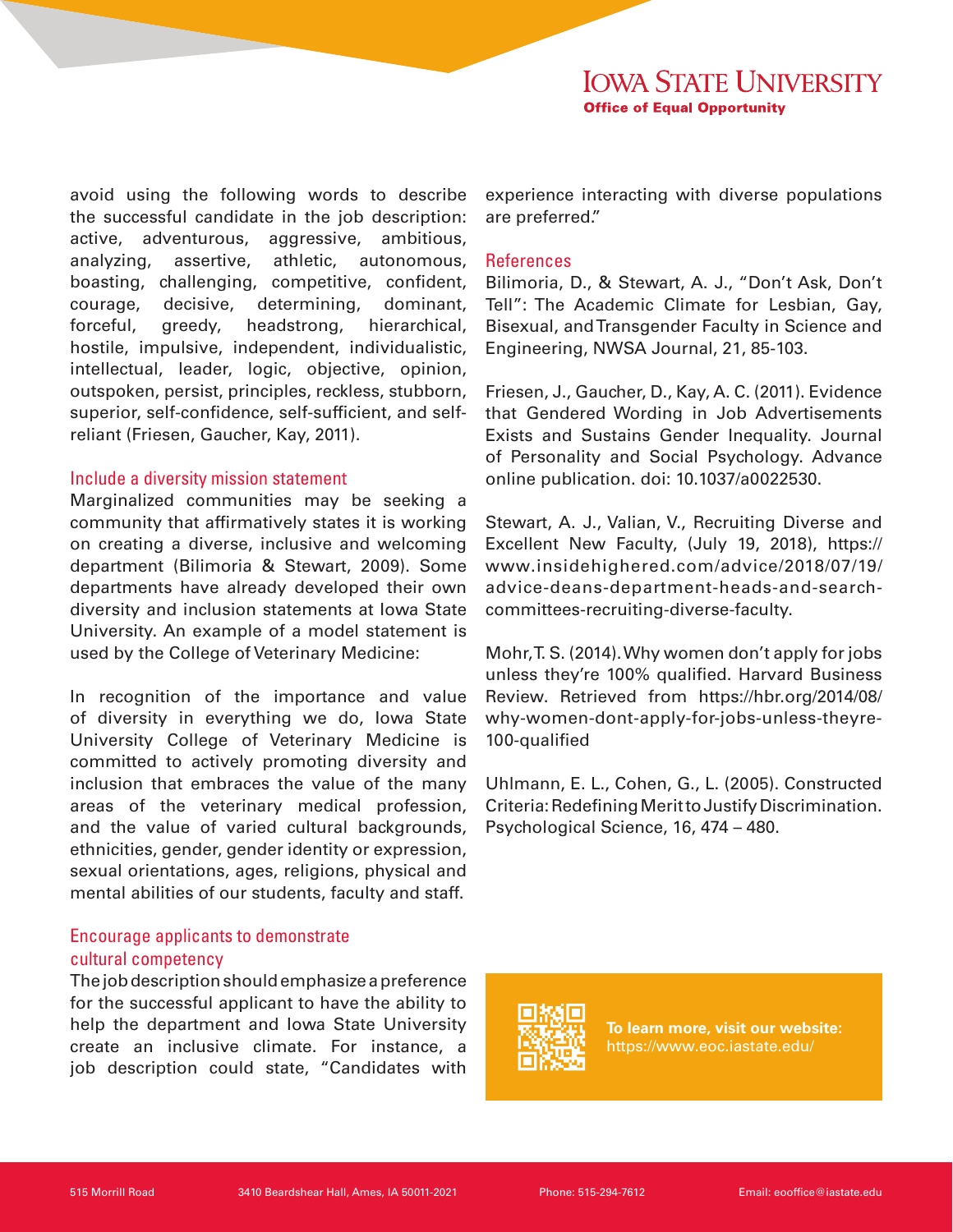avoid using the following words to describe the successful candidate in the job description: active, adventurous, aggressive, ambitious, analyzing, assertive, athletic, autonomous, boasting, challenging, competitive, confident, courage, decisive, determining, dominant, forceful, greedy, headstrong, hierarchical, hostile, impulsive, independent, individualistic, intellectual, leader, logic, objective, opinion, outspoken, persist, principles, reckless, stubborn, superior, self-confidence, self-sufficient, and self-reliant (Friesen, Gaucher, Kay, 2011).

## Include a diversity mission statement

Marginalized communities may be seeking a community that affirmatively states it is working on creating a diverse, inclusive and welcoming department (Bilimoria & Stewart, 2009). Some departments have already developed their own diversity and inclusion statements at Iowa State University. An example of a model statement is used by the College of Veterinary Medicine:

In recognition of the importance and value of diversity in everything we do, Iowa State University College of Veterinary Medicine is committed to actively promoting diversity and inclusion that embraces the value of the many areas of the veterinary medical profession, and the value of varied cultural backgrounds, ethnicities, gender, gender identity or expression, sexual orientations, ages, religions, physical and mental abilities of our students, faculty and staff.

## Encourage applicants to demonstrate cultural competency

The job description should emphasize a preference for the successful applicant to have the ability to help the department and Iowa State University create an inclusive climate. For instance, a job description could state, "Candidates with experience interacting with diverse populations are preferred."

## References

Bilimoria, D., & Stewart, A. J., "Don't Ask, Don't Tell": The Academic Climate for Lesbian, Gay, Bisexual, and Transgender Faculty in Science and Engineering, NWSA Journal, 21, 85-103.

Friesen, J., Gaucher, D., Kay, A. C. (2011). Evidence that Gendered Wording in Job Advertisements Exists and Sustains Gender Inequality. Journal of Personality and Social Psychology. Advance online publication. doi: 10.1037/a0022530.

Stewart, A. J., Valian, V., Recruiting Diverse and Excellent New Faculty, (July 19, 2018), https://www.insidehighered.com/advice/2018/07/19/advice-deans-department-heads-and-search-committees-recruiting-diverse-faculty.

Mohr, T. S. (2014). Why women don't apply for jobs unless they're 100% qualified. Harvard Business Review. Retrieved from https://hbr.org/2014/08/why-women-dont-apply-for-jobs-unless-theyre-100-qualified

Uhlmann, E. L., Cohen, G., L. (2005). Constructed Criteria: Redefining Merit to Justify Discrimination. Psychological Science, 16, 474 – 480.

**To learn more, visit our website:**
https://www.eoc.iastate.edu/

515 Morrill Road | 3410 Beardshear Hall, Ames, IA 50011-2021 | Phone: 515-294-7612 | Email: eooffice@iastate.edu